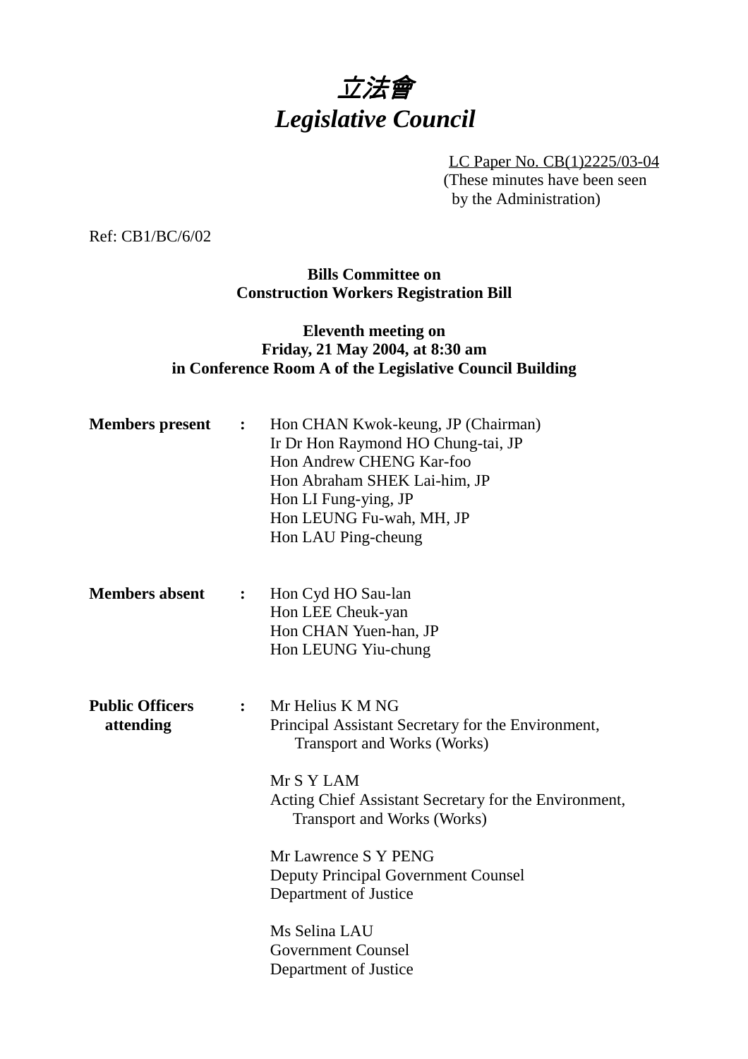# 立法會
# *Legislative Council*

LC Paper No. CB(1)2225/03-04
(These minutes have been seen by the Administration)

Ref: CB1/BC/6/02

**Bills Committee on Construction Workers Registration Bill**

**Eleventh meeting on Friday, 21 May 2004, at 8:30 am in Conference Room A of the Legislative Council Building**

**Members present :**

Hon CHAN Kwok-keung, JP (Chairman)
Ir Dr Hon Raymond HO Chung-tai, JP
Hon Andrew CHENG Kar-foo
Hon Abraham SHEK Lai-him, JP
Hon LI Fung-ying, JP
Hon LEUNG Fu-wah, MH, JP
Hon LAU Ping-cheung

**Members absent :**

Hon Cyd HO Sau-lan
Hon LEE Cheuk-yan
Hon CHAN Yuen-han, JP
Hon LEUNG Yiu-chung

**Public Officers attending :**

Mr Helius K M NG
Principal Assistant Secretary for the Environment, Transport and Works (Works)

Mr S Y LAM
Acting Chief Assistant Secretary for the Environment, Transport and Works (Works)

Mr Lawrence S Y PENG
Deputy Principal Government Counsel
Department of Justice

Ms Selina LAU
Government Counsel
Department of Justice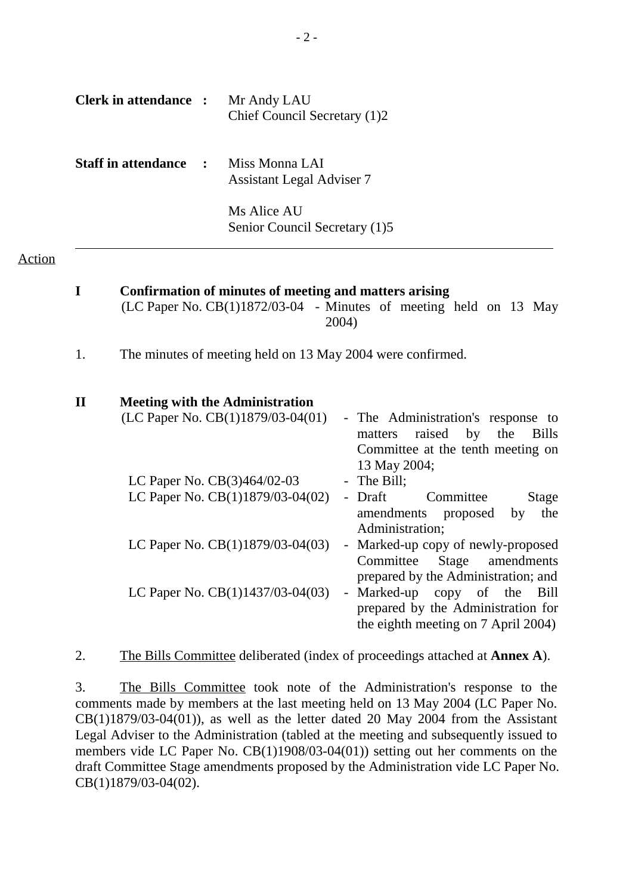**Clerk in attendance :** Mr Andy LAU
Chief Council Secretary (1)2

**Staff in attendance :** Miss Monna LAI
Assistant Legal Adviser 7

Ms Alice AU
Senior Council Secretary (1)5

---

Action

**I Confirmation of minutes of meeting and matters arising**

(LC Paper No. CB(1)1872/03-04 - Minutes of meeting held on 13 May 2004)

1. The minutes of meeting held on 13 May 2004 were confirmed.

**II Meeting with the Administration**

| | |
|---|---|
| (LC Paper No. CB(1)1879/03-04(01) | - The Administration's response to matters raised by the Bills Committee at the tenth meeting on 13 May 2004; |
| LC Paper No. CB(3)464/02-03 | - The Bill; |
| LC Paper No. CB(1)1879/03-04(02) | - Draft Committee Stage amendments proposed by the Administration; |
| LC Paper No. CB(1)1879/03-04(03) | - Marked-up copy of newly-proposed Committee Stage amendments prepared by the Administration; and |
| LC Paper No. CB(1)1437/03-04(03) | - Marked-up copy of the Bill prepared by the Administration for the eighth meeting on 7 April 2004) |

2. The Bills Committee deliberated (index of proceedings attached at **Annex A**).

3. The Bills Committee took note of the Administration's response to the comments made by members at the last meeting held on 13 May 2004 (LC Paper No. CB(1)1879/03-04(01)), as well as the letter dated 20 May 2004 from the Assistant Legal Adviser to the Administration (tabled at the meeting and subsequently issued to members vide LC Paper No. CB(1)1908/03-04(01)) setting out her comments on the draft Committee Stage amendments proposed by the Administration vide LC Paper No. CB(1)1879/03-04(02).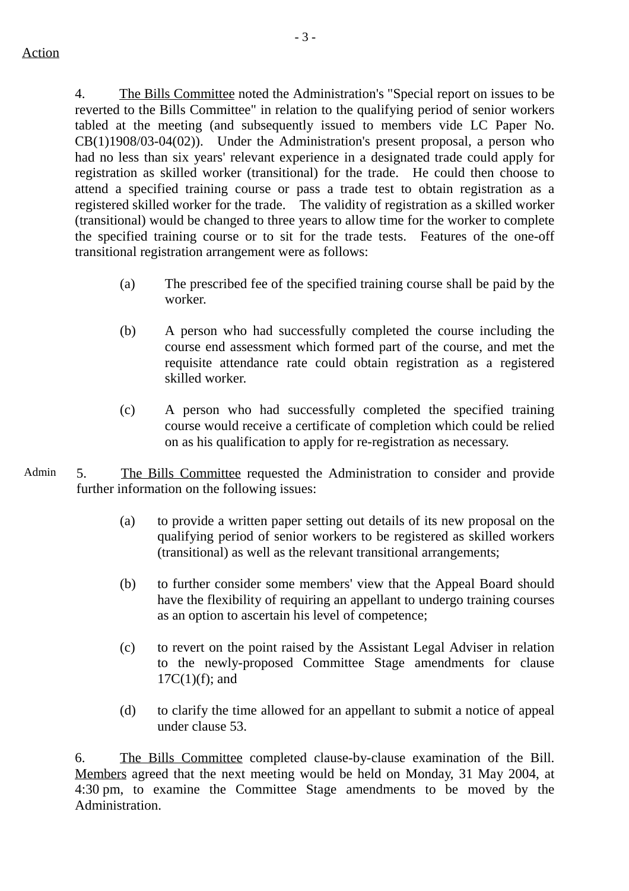Action

4. The Bills Committee noted the Administration's "Special report on issues to be reverted to the Bills Committee" in relation to the qualifying period of senior workers tabled at the meeting (and subsequently issued to members vide LC Paper No. CB(1)1908/03-04(02)). Under the Administration's present proposal, a person who had no less than six years' relevant experience in a designated trade could apply for registration as skilled worker (transitional) for the trade. He could then choose to attend a specified training course or pass a trade test to obtain registration as a registered skilled worker for the trade. The validity of registration as a skilled worker (transitional) would be changed to three years to allow time for the worker to complete the specified training course or to sit for the trade tests. Features of the one-off transitional registration arrangement were as follows:

(a) The prescribed fee of the specified training course shall be paid by the worker.

(b) A person who had successfully completed the course including the course end assessment which formed part of the course, and met the requisite attendance rate could obtain registration as a registered skilled worker.

(c) A person who had successfully completed the specified training course would receive a certificate of completion which could be relied on as his qualification to apply for re-registration as necessary.

Admin

5. The Bills Committee requested the Administration to consider and provide further information on the following issues:

(a) to provide a written paper setting out details of its new proposal on the qualifying period of senior workers to be registered as skilled workers (transitional) as well as the relevant transitional arrangements;

(b) to further consider some members' view that the Appeal Board should have the flexibility of requiring an appellant to undergo training courses as an option to ascertain his level of competence;

(c) to revert on the point raised by the Assistant Legal Adviser in relation to the newly-proposed Committee Stage amendments for clause 17C(1)(f); and

(d) to clarify the time allowed for an appellant to submit a notice of appeal under clause 53.

6. The Bills Committee completed clause-by-clause examination of the Bill. Members agreed that the next meeting would be held on Monday, 31 May 2004, at 4:30 pm, to examine the Committee Stage amendments to be moved by the Administration.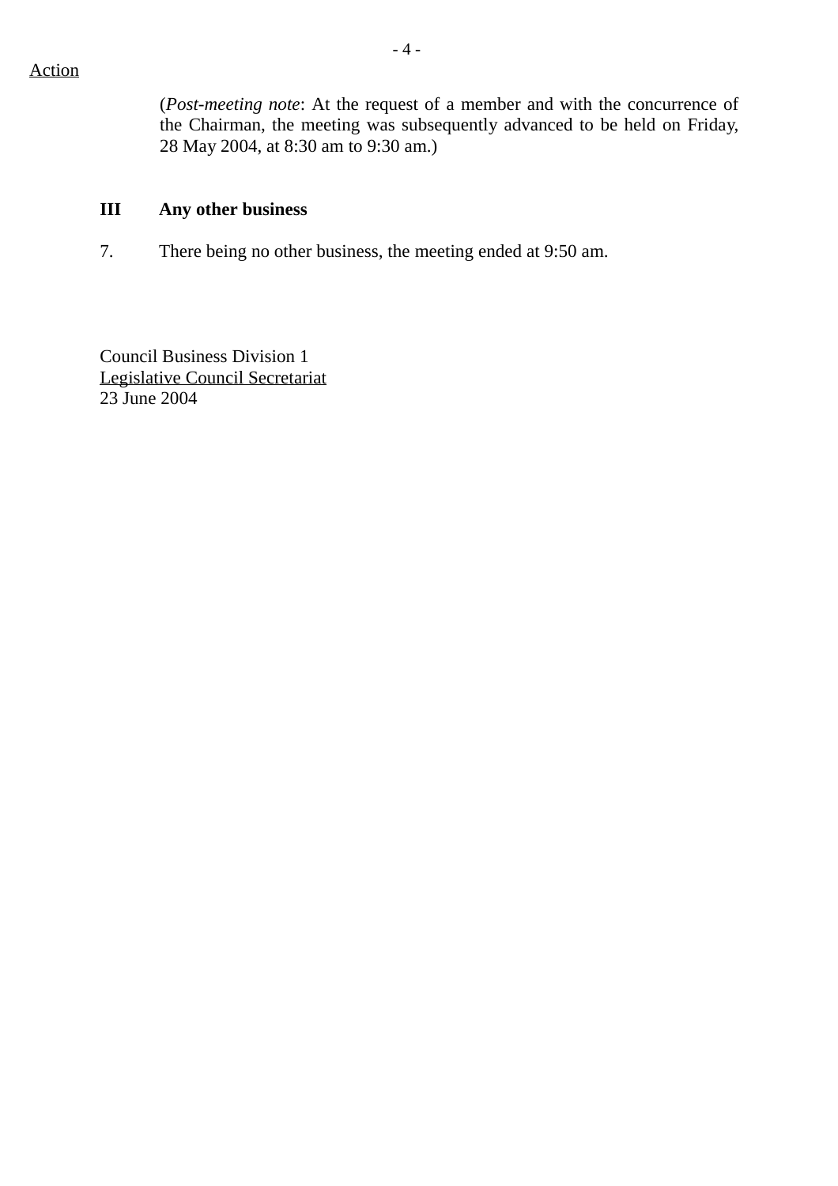Action

(*Post-meeting note*: At the request of a member and with the concurrence of the Chairman, the meeting was subsequently advanced to be held on Friday, 28 May 2004, at 8:30 am to 9:30 am.)

**III Any other business**

7. There being no other business, the meeting ended at 9:50 am.

Council Business Division 1
Legislative Council Secretariat
23 June 2004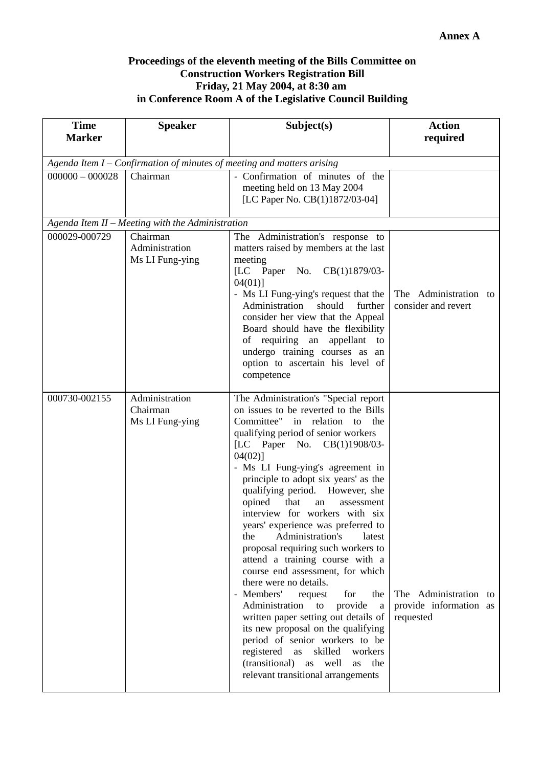**Annex A**

**Proceedings of the eleventh meeting of the Bills Committee on Construction Workers Registration Bill Friday, 21 May 2004, at 8:30 am in Conference Room A of the Legislative Council Building**

| Time Marker | Speaker | Subject(s) | Action required |
|---|---|---|---|
| *Agenda Item I – Confirmation of minutes of meeting and matters arising* | | | |
| 000000 – 000028 | Chairman | - Confirmation of minutes of the meeting held on 13 May 2004 [LC Paper No. CB(1)1872/03-04] | |
| *Agenda Item II – Meeting with the Administration* | | | |
| 000029-000729 | Chairman<br>Administration<br>Ms LI Fung-ying | The Administration's response to matters raised by members at the last meeting [LC Paper No. CB(1)1879/03-04(01)]<br>- Ms LI Fung-ying's request that the Administration should further consider her view that the Appeal Board should have the flexibility of requiring an appellant to undergo training courses as an option to ascertain his level of competence | The Administration to consider and revert |
| 000730-002155 | Administration<br>Chairman<br>Ms LI Fung-ying | The Administration's "Special report on issues to be reverted to the Bills Committee" in relation to the qualifying period of senior workers [LC Paper No. CB(1)1908/03-04(02)]<br>- Ms LI Fung-ying's agreement in principle to adopt six years' as the qualifying period. However, she opined that an assessment interview for workers with six years' experience was preferred to the Administration's latest proposal requiring such workers to attend a training course with a course end assessment, for which there were no details.<br>- Members' request for the Administration to provide a written paper setting out details of its new proposal on the qualifying period of senior workers to be registered as skilled workers (transitional) as well as the relevant transitional arrangements | The Administration to provide information as requested |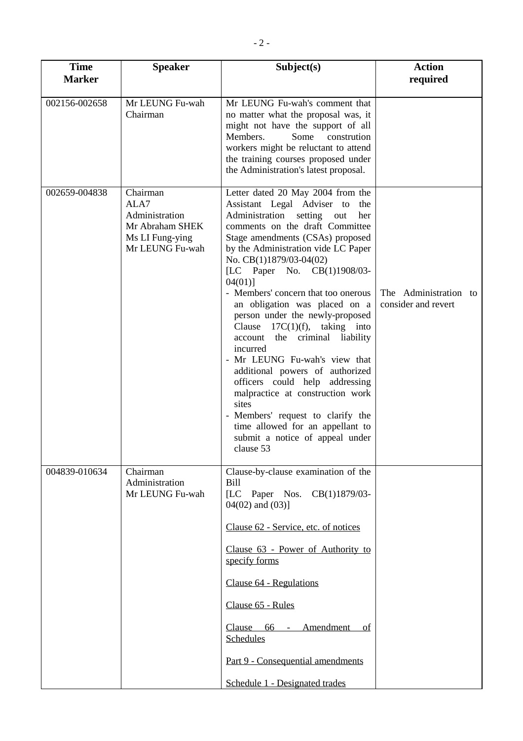| Time Marker | Speaker | Subject(s) | Action required |
|---|---|---|---|
| 002156-002658 | Mr LEUNG Fu-wah<br>Chairman | Mr LEUNG Fu-wah's comment that no matter what the proposal was, it might not have the support of all Members. Some constrution workers might be reluctant to attend the training courses proposed under the Administration's latest proposal. | |
| 002659-004838 | Chairman<br>ALA7<br>Administration<br>Mr Abraham SHEK<br>Ms LI Fung-ying<br>Mr LEUNG Fu-wah | Letter dated 20 May 2004 from the Assistant Legal Adviser to the Administration setting out her comments on the draft Committee Stage amendments (CSAs) proposed by the Administration vide LC Paper No. CB(1)1879/03-04(02)<br>[LC Paper No. CB(1)1908/03-04(01)]<br>- Members' concern that too onerous an obligation was placed on a person under the newly-proposed Clause 17C(1)(f), taking into account the criminal liability incurred<br>- Mr LEUNG Fu-wah's view that additional powers of authorized officers could help addressing malpractice at construction work sites<br>- Members' request to clarify the time allowed for an appellant to submit a notice of appeal under clause 53 | The Administration to consider and revert |
| 004839-010634 | Chairman<br>Administration<br>Mr LEUNG Fu-wah | Clause-by-clause examination of the Bill<br>[LC Paper Nos. CB(1)1879/03-04(02) and (03)]<br><br><u>Clause 62 - Service, etc. of notices</u><br><br><u>Clause 63 - Power of Authority to specify forms</u><br><br><u>Clause 64 - Regulations</u><br><br><u>Clause 65 - Rules</u><br><br><u>Clause 66 - Amendment of Schedules</u><br><br><u>Part 9 - Consequential amendments</u><br><br><u>Schedule 1 - Designated trades</u> | |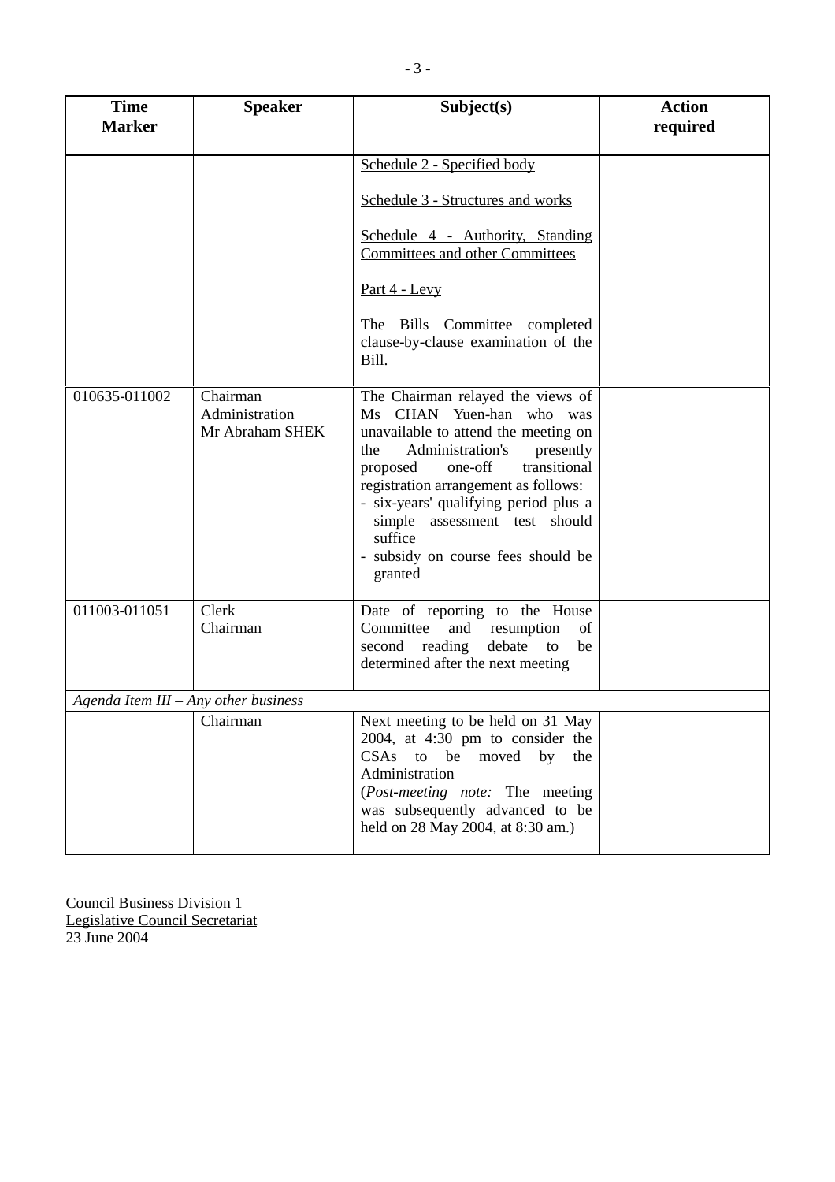| Time Marker | Speaker | Subject(s) | Action required |
|---|---|---|---|
| | | Schedule 2 - Specified body<br><br>Schedule 3 - Structures and works<br><br>Schedule 4 - Authority, Standing Committees and other Committees<br><br>Part 4 - Levy<br><br>The Bills Committee completed clause-by-clause examination of the Bill. | |
| 010635-011002 | Chairman<br>Administration<br>Mr Abraham SHEK | The Chairman relayed the views of Ms CHAN Yuen-han who was unavailable to attend the meeting on the Administration's presently proposed one-off transitional registration arrangement as follows:<br>- six-years' qualifying period plus a simple assessment test should suffice<br>- subsidy on course fees should be granted | |
| 011003-011051 | Clerk<br>Chairman | Date of reporting to the House Committee and resumption of second reading debate to be determined after the next meeting | |
| *Agenda Item III – Any other business* | | | |
| | Chairman | Next meeting to be held on 31 May 2004, at 4:30 pm to consider the CSAs to be moved by the Administration<br>(*Post-meeting note:* The meeting was subsequently advanced to be held on 28 May 2004, at 8:30 am.) | |

Council Business Division 1
Legislative Council Secretariat
23 June 2004